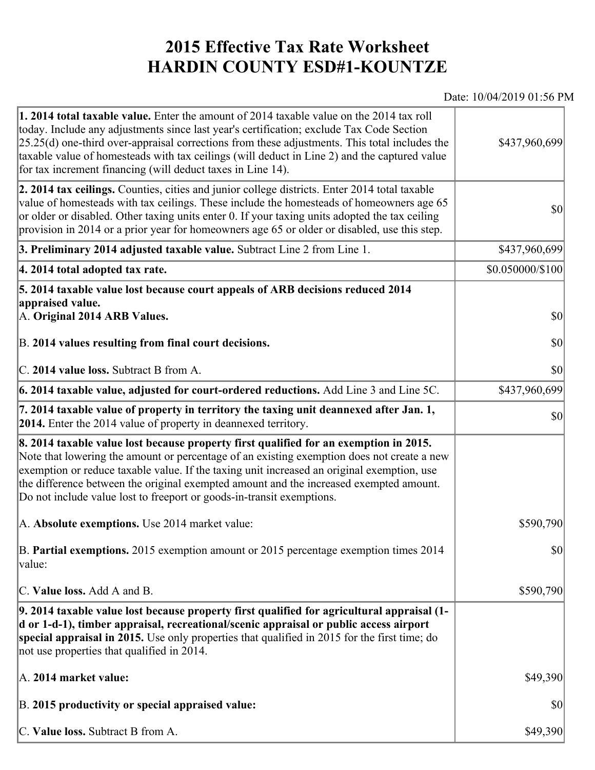# 2015 Effective Tax Rate Worksheet
# HARDIN COUNTY ESD#1-KOUNTZE

Date: 10/04/2019 01:56 PM

| | |
|---|---|
| **1. 2014 total taxable value.** Enter the amount of 2014 taxable value on the 2014 tax roll today. Include any adjustments since last year's certification; exclude Tax Code Section 25.25(d) one-third over-appraisal corrections from these adjustments. This total includes the taxable value of homesteads with tax ceilings (will deduct in Line 2) and the captured value for tax increment financing (will deduct taxes in Line 14). | $437,960,699 |
| **2. 2014 tax ceilings.** Counties, cities and junior college districts. Enter 2014 total taxable value of homesteads with tax ceilings. These include the homesteads of homeowners age 65 or older or disabled. Other taxing units enter 0. If your taxing units adopted the tax ceiling provision in 2014 or a prior year for homeowners age 65 or older or disabled, use this step. | $0 |
| **3. Preliminary 2014 adjusted taxable value.** Subtract Line 2 from Line 1. | $437,960,699 |
| **4. 2014 total adopted tax rate.** | $0.050000/$100 |
| **5. 2014 taxable value lost because court appeals of ARB decisions reduced 2014 appraised value.**<br>A. **Original 2014 ARB Values.** | $0 |
| B. **2014 values resulting from final court decisions.** | $0 |
| C. **2014 value loss.** Subtract B from A. | $0 |
| **6. 2014 taxable value, adjusted for court-ordered reductions.** Add Line 3 and Line 5C. | $437,960,699 |
| **7. 2014 taxable value of property in territory the taxing unit deannexed after Jan. 1, 2014.** Enter the 2014 value of property in deannexed territory. | $0 |
| **8. 2014 taxable value lost because property first qualified for an exemption in 2015.** Note that lowering the amount or percentage of an existing exemption does not create a new exemption or reduce taxable value. If the taxing unit increased an original exemption, use the difference between the original exempted amount and the increased exempted amount. Do not include value lost to freeport or goods-in-transit exemptions.<br><br>A. **Absolute exemptions.** Use 2014 market value: | $590,790 |
| B. **Partial exemptions.** 2015 exemption amount or 2015 percentage exemption times 2014 value: | $0 |
| C. **Value loss.** Add A and B. | $590,790 |
| **9. 2014 taxable value lost because property first qualified for agricultural appraisal (1-d or 1-d-1), timber appraisal, recreational/scenic appraisal or public access airport special appraisal in 2015.** Use only properties that qualified in 2015 for the first time; do not use properties that qualified in 2014.<br><br>A. **2014 market value:** | $49,390 |
| B. **2015 productivity or special appraised value:** | $0 |
| C. **Value loss.** Subtract B from A. | $49,390 |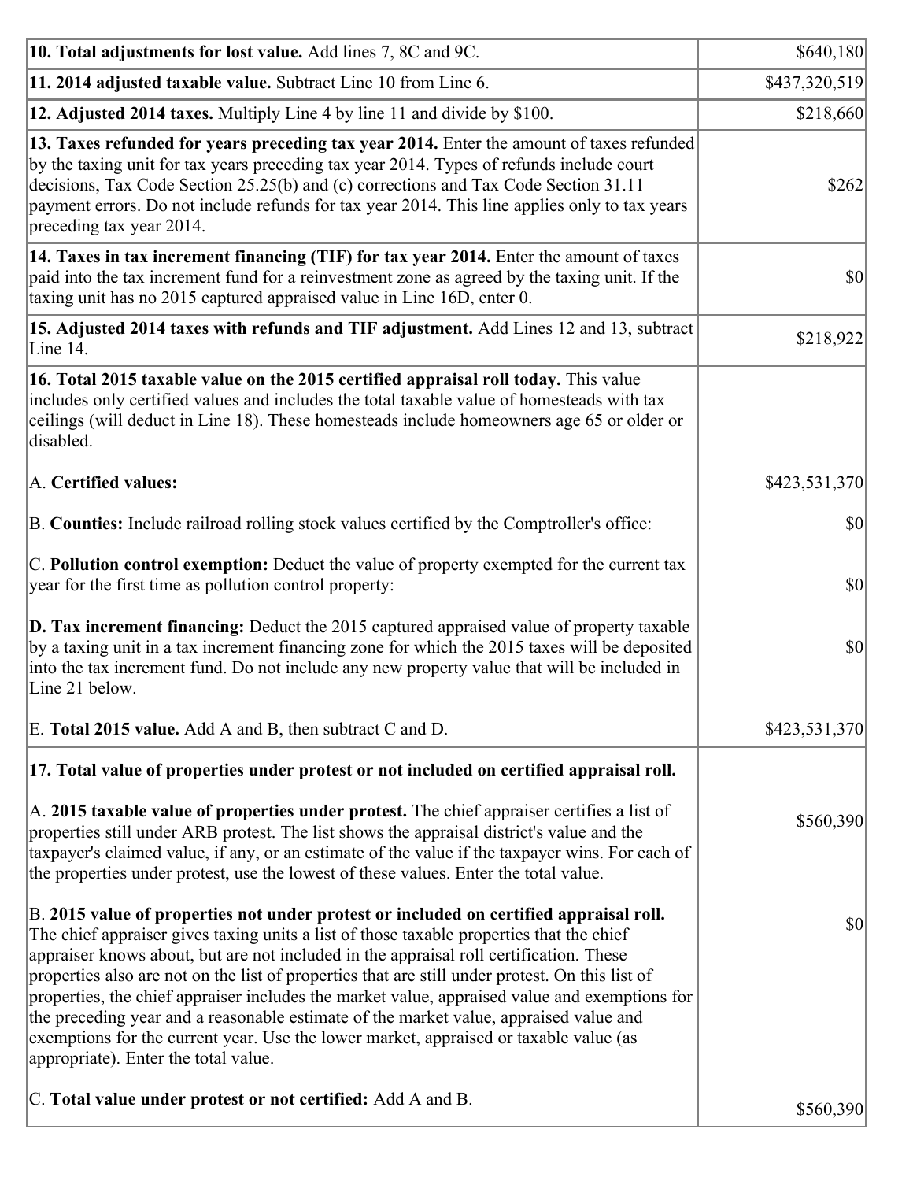| | |
|---|---|
| **10. Total adjustments for lost value.** Add lines 7, 8C and 9C. | $640,180 |
| **11. 2014 adjusted taxable value.** Subtract Line 10 from Line 6. | $437,320,519 |
| **12. Adjusted 2014 taxes.** Multiply Line 4 by line 11 and divide by $100. | $218,660 |
| **13. Taxes refunded for years preceding tax year 2014.** Enter the amount of taxes refunded by the taxing unit for tax years preceding tax year 2014. Types of refunds include court decisions, Tax Code Section 25.25(b) and (c) corrections and Tax Code Section 31.11 payment errors. Do not include refunds for tax year 2014. This line applies only to tax years preceding tax year 2014. | $262 |
| **14. Taxes in tax increment financing (TIF) for tax year 2014.** Enter the amount of taxes paid into the tax increment fund for a reinvestment zone as agreed by the taxing unit. If the taxing unit has no 2015 captured appraised value in Line 16D, enter 0. | $0 |
| **15. Adjusted 2014 taxes with refunds and TIF adjustment.** Add Lines 12 and 13, subtract Line 14. | $218,922 |
| **16. Total 2015 taxable value on the 2015 certified appraisal roll today.** This value includes only certified values and includes the total taxable value of homesteads with tax ceilings (will deduct in Line 18). These homesteads include homeowners age 65 or older or disabled. | |
| A. **Certified values:** | $423,531,370 |
| B. **Counties:** Include railroad rolling stock values certified by the Comptroller's office: | $0 |
| C. **Pollution control exemption:** Deduct the value of property exempted for the current tax year for the first time as pollution control property: | $0 |
| **D. Tax increment financing:** Deduct the 2015 captured appraised value of property taxable by a taxing unit in a tax increment financing zone for which the 2015 taxes will be deposited into the tax increment fund. Do not include any new property value that will be included in Line 21 below. | $0 |
| E. **Total 2015 value.** Add A and B, then subtract C and D. | $423,531,370 |
| **17. Total value of properties under protest or not included on certified appraisal roll.** | |
| A. **2015 taxable value of properties under protest.** The chief appraiser certifies a list of properties still under ARB protest. The list shows the appraisal district's value and the taxpayer's claimed value, if any, or an estimate of the value if the taxpayer wins. For each of the properties under protest, use the lowest of these values. Enter the total value. | $560,390 |
| B. **2015 value of properties not under protest or included on certified appraisal roll.** The chief appraiser gives taxing units a list of those taxable properties that the chief appraiser knows about, but are not included in the appraisal roll certification. These properties also are not on the list of properties that are still under protest. On this list of properties, the chief appraiser includes the market value, appraised value and exemptions for the preceding year and a reasonable estimate of the market value, appraised value and exemptions for the current year. Use the lower market, appraised or taxable value (as appropriate). Enter the total value. | $0 |
| C. **Total value under protest or not certified:** Add A and B. | $560,390 |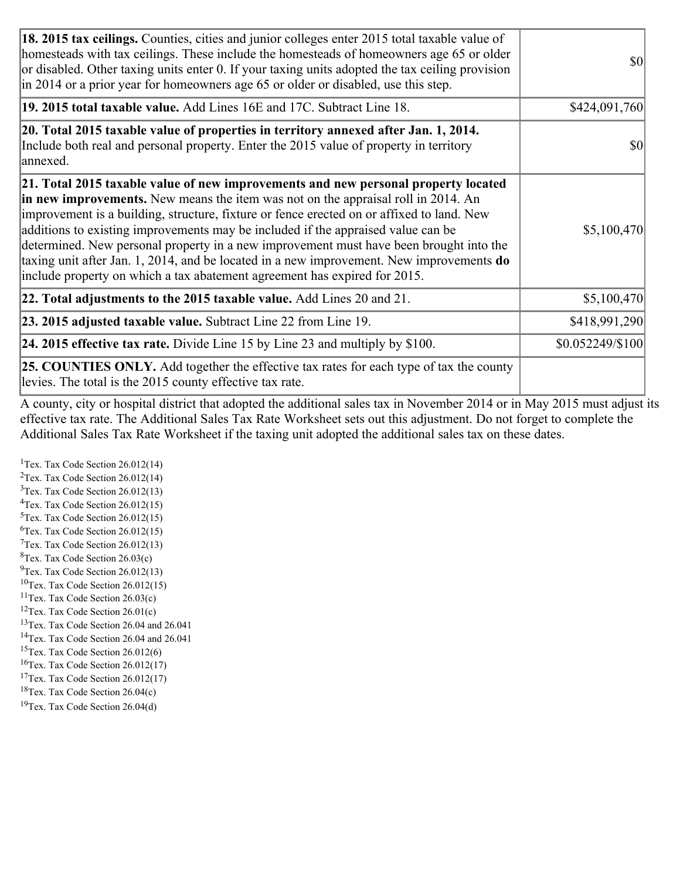| | |
|---|---|
| **18. 2015 tax ceilings.** Counties, cities and junior colleges enter 2015 total taxable value of homesteads with tax ceilings. These include the homesteads of homeowners age 65 or older or disabled. Other taxing units enter 0. If your taxing units adopted the tax ceiling provision in 2014 or a prior year for homeowners age 65 or older or disabled, use this step. | $0 |
| **19. 2015 total taxable value.** Add Lines 16E and 17C. Subtract Line 18. | $424,091,760 |
| **20. Total 2015 taxable value of properties in territory annexed after Jan. 1, 2014.** Include both real and personal property. Enter the 2015 value of property in territory annexed. | $0 |
| **21. Total 2015 taxable value of new improvements and new personal property located in new improvements.** New means the item was not on the appraisal roll in 2014. An improvement is a building, structure, fixture or fence erected on or affixed to land. New additions to existing improvements may be included if the appraised value can be determined. New personal property in a new improvement must have been brought into the taxing unit after Jan. 1, 2014, and be located in a new improvement. New improvements **do** include property on which a tax abatement agreement has expired for 2015. | $5,100,470 |
| **22. Total adjustments to the 2015 taxable value.** Add Lines 20 and 21. | $5,100,470 |
| **23. 2015 adjusted taxable value.** Subtract Line 22 from Line 19. | $418,991,290 |
| **24. 2015 effective tax rate.** Divide Line 15 by Line 23 and multiply by $100. | $0.052249/$100 |
| **25. COUNTIES ONLY.** Add together the effective tax rates for each type of tax the county levies. The total is the 2015 county effective tax rate. | |

A county, city or hospital district that adopted the additional sales tax in November 2014 or in May 2015 must adjust its effective tax rate. The Additional Sales Tax Rate Worksheet sets out this adjustment. Do not forget to complete the Additional Sales Tax Rate Worksheet if the taxing unit adopted the additional sales tax on these dates.

[1]Tex. Tax Code Section 26.012(14)
[2]Tex. Tax Code Section 26.012(14)
[3]Tex. Tax Code Section 26.012(13)
[4]Tex. Tax Code Section 26.012(15)
[5]Tex. Tax Code Section 26.012(15)
[6]Tex. Tax Code Section 26.012(15)
[7]Tex. Tax Code Section 26.012(13)
[8]Tex. Tax Code Section 26.03(c)
[9]Tex. Tax Code Section 26.012(13)
[10]Tex. Tax Code Section 26.012(15)
[11]Tex. Tax Code Section 26.03(c)
[12]Tex. Tax Code Section 26.01(c)
[13]Tex. Tax Code Section 26.04 and 26.041
[14]Tex. Tax Code Section 26.04 and 26.041
[15]Tex. Tax Code Section 26.012(6)
[16]Tex. Tax Code Section 26.012(17)
[17]Tex. Tax Code Section 26.012(17)
[18]Tex. Tax Code Section 26.04(c)
[19]Tex. Tax Code Section 26.04(d)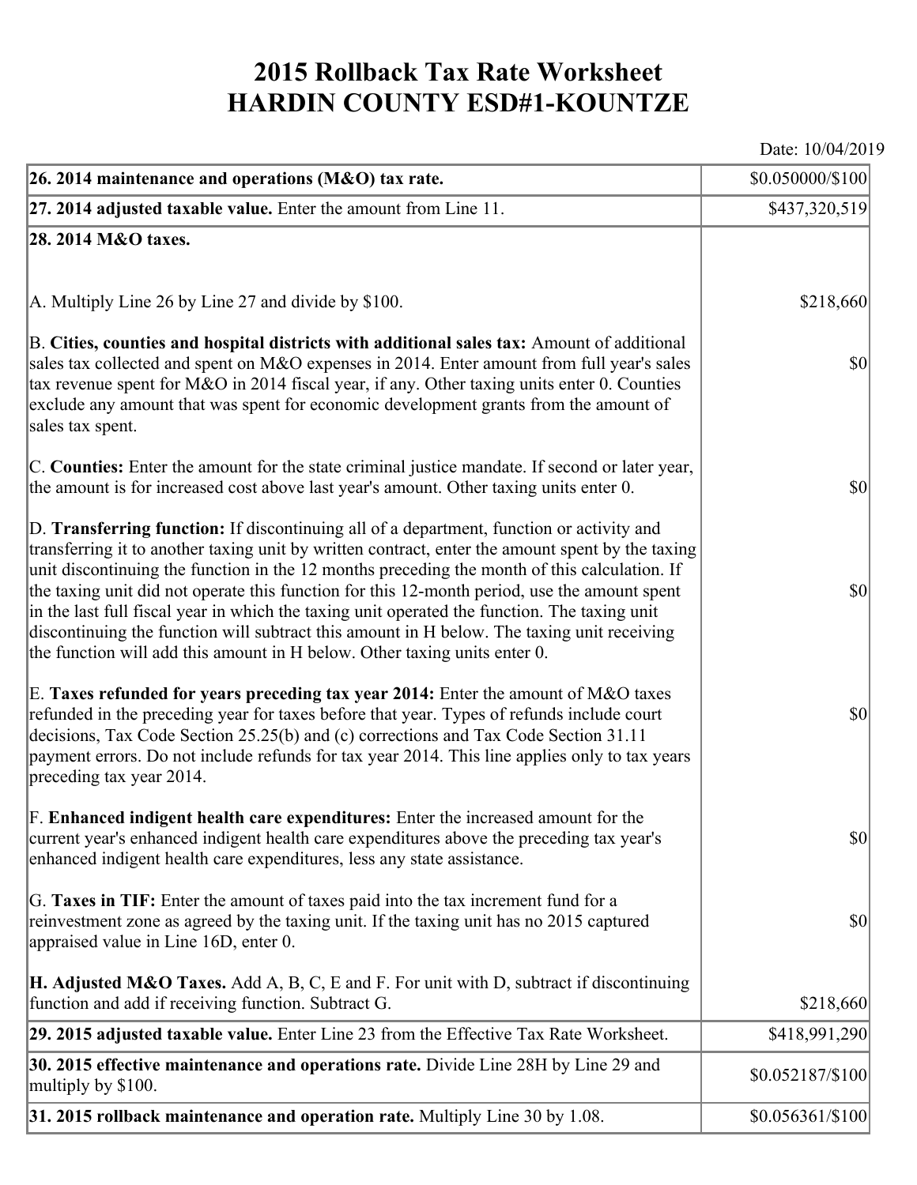# 2015 Rollback Tax Rate Worksheet
# HARDIN COUNTY ESD#1-KOUNTZE

Date: 10/04/2019

| | |
|---|---|
| **26. 2014 maintenance and operations (M&O) tax rate.** | $0.050000/$100 |
| **27. 2014 adjusted taxable value.** Enter the amount from Line 11. | $437,320,519 |
| **28. 2014 M&O taxes.** | |
| A. Multiply Line 26 by Line 27 and divide by $100. | $218,660 |
| B. **Cities, counties and hospital districts with additional sales tax:** Amount of additional sales tax collected and spent on M&O expenses in 2014. Enter amount from full year's sales tax revenue spent for M&O in 2014 fiscal year, if any. Other taxing units enter 0. Counties exclude any amount that was spent for economic development grants from the amount of sales tax spent. | $0 |
| C. **Counties:** Enter the amount for the state criminal justice mandate. If second or later year, the amount is for increased cost above last year's amount. Other taxing units enter 0. | $0 |
| D. **Transferring function:** If discontinuing all of a department, function or activity and transferring it to another taxing unit by written contract, enter the amount spent by the taxing unit discontinuing the function in the 12 months preceding the month of this calculation. If the taxing unit did not operate this function for this 12-month period, use the amount spent in the last full fiscal year in which the taxing unit operated the function. The taxing unit discontinuing the function will subtract this amount in H below. The taxing unit receiving the function will add this amount in H below. Other taxing units enter 0. | $0 |
| E. **Taxes refunded for years preceding tax year 2014:** Enter the amount of M&O taxes refunded in the preceding year for taxes before that year. Types of refunds include court decisions, Tax Code Section 25.25(b) and (c) corrections and Tax Code Section 31.11 payment errors. Do not include refunds for tax year 2014. This line applies only to tax years preceding tax year 2014. | $0 |
| F. **Enhanced indigent health care expenditures:** Enter the increased amount for the current year's enhanced indigent health care expenditures above the preceding tax year's enhanced indigent health care expenditures, less any state assistance. | $0 |
| G. **Taxes in TIF:** Enter the amount of taxes paid into the tax increment fund for a reinvestment zone as agreed by the taxing unit. If the taxing unit has no 2015 captured appraised value in Line 16D, enter 0. | $0 |
| **H. Adjusted M&O Taxes.** Add A, B, C, E and F. For unit with D, subtract if discontinuing function and add if receiving function. Subtract G. | $218,660 |
| **29. 2015 adjusted taxable value.** Enter Line 23 from the Effective Tax Rate Worksheet. | $418,991,290 |
| **30. 2015 effective maintenance and operations rate.** Divide Line 28H by Line 29 and multiply by $100. | $0.052187/$100 |
| **31. 2015 rollback maintenance and operation rate.** Multiply Line 30 by 1.08. | $0.056361/$100 |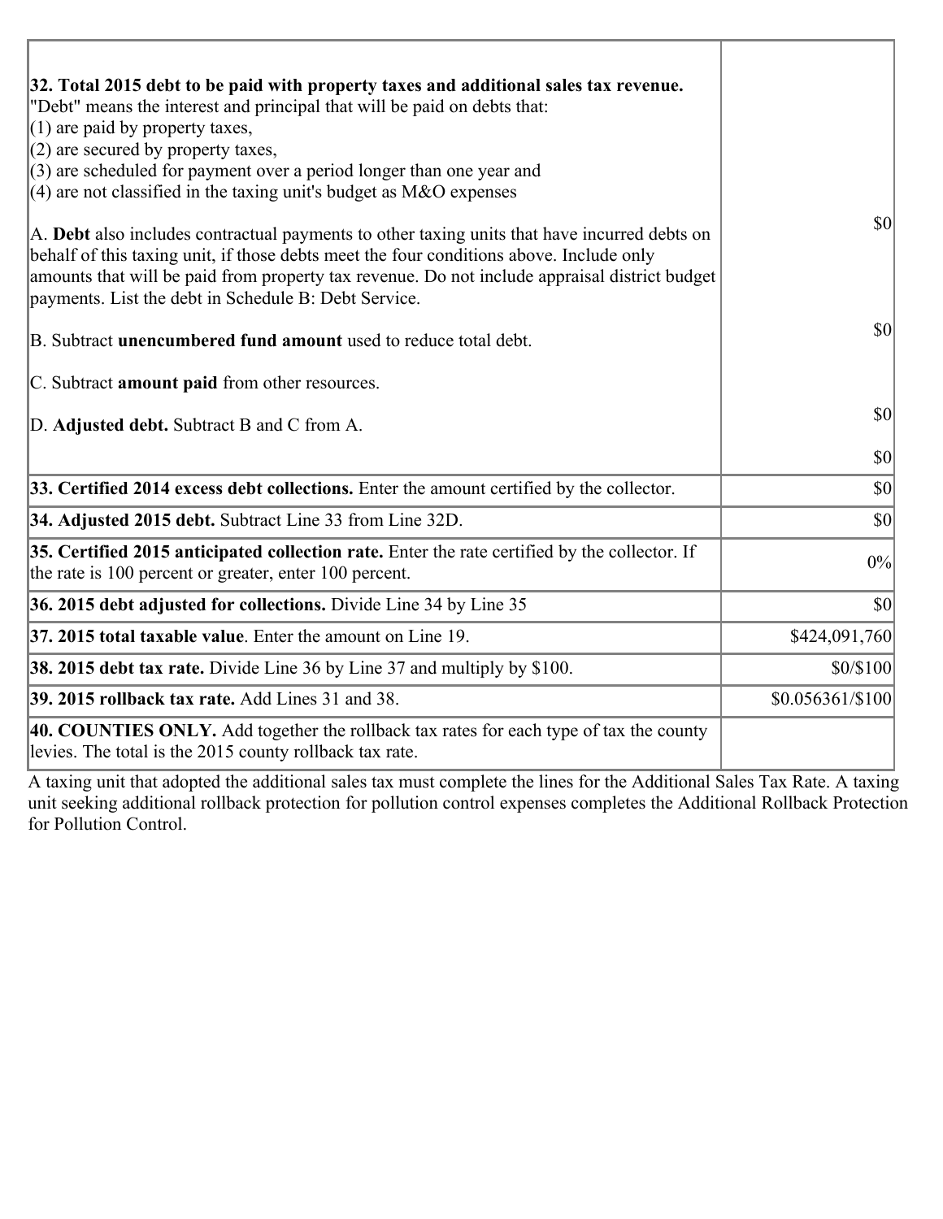| | |
|---|---|
| **32. Total 2015 debt to be paid with property taxes and additional sales tax revenue.**<br>"Debt" means the interest and principal that will be paid on debts that:<br>(1) are paid by property taxes,<br>(2) are secured by property taxes,<br>(3) are scheduled for payment over a period longer than one year and<br>(4) are not classified in the taxing unit's budget as M&O expenses<br><br>A. **Debt** also includes contractual payments to other taxing units that have incurred debts on behalf of this taxing unit, if those debts meet the four conditions above. Include only amounts that will be paid from property tax revenue. Do not include appraisal district budget payments. List the debt in Schedule B: Debt Service.<br><br>B. Subtract **unencumbered fund amount** used to reduce total debt.<br><br>C. Subtract **amount paid** from other resources.<br><br>D. **Adjusted debt.** Subtract B and C from A. | $0<br><br>$0<br><br>$0<br><br>$0 |
| **33. Certified 2014 excess debt collections.** Enter the amount certified by the collector. | $0 |
| **34. Adjusted 2015 debt.** Subtract Line 33 from Line 32D. | $0 |
| **35. Certified 2015 anticipated collection rate.** Enter the rate certified by the collector. If the rate is 100 percent or greater, enter 100 percent. | 0% |
| **36. 2015 debt adjusted for collections.** Divide Line 34 by Line 35 | $0 |
| **37. 2015 total taxable value**. Enter the amount on Line 19. | $424,091,760 |
| **38. 2015 debt tax rate.** Divide Line 36 by Line 37 and multiply by $100. | $0/$100 |
| **39. 2015 rollback tax rate.** Add Lines 31 and 38. | $0.056361/$100 |
| **40. COUNTIES ONLY.** Add together the rollback tax rates for each type of tax the county levies. The total is the 2015 county rollback tax rate. | |

A taxing unit that adopted the additional sales tax must complete the lines for the Additional Sales Tax Rate. A taxing unit seeking additional rollback protection for pollution control expenses completes the Additional Rollback Protection for Pollution Control.